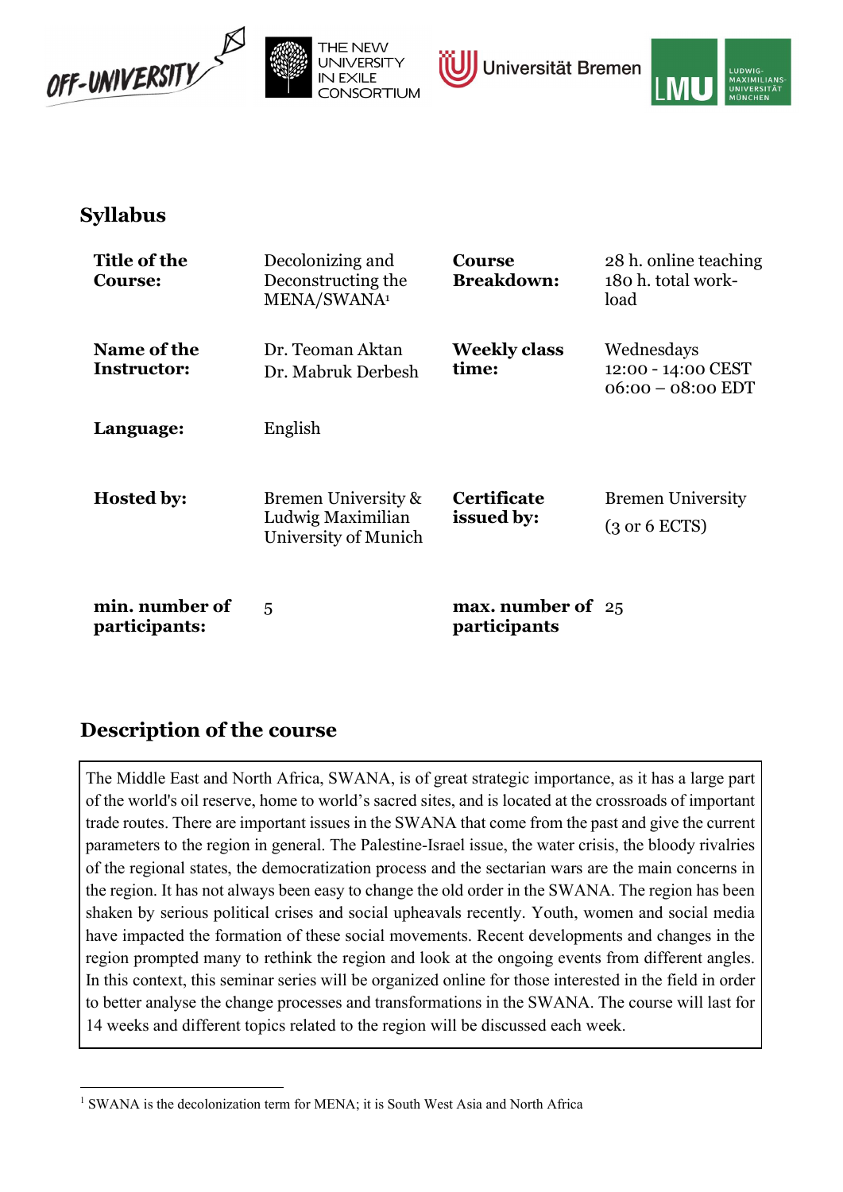## Syllabus

| | | | |
|---|---|---|---|
| **Title of the Course:** | Decolonizing and Deconstructing the MENA/SWANA[1] | **Course Breakdown:** | 28 h. online teaching 180 h. total work-load |
| **Name of the Instructor:** | Dr. Teoman Aktan<br>Dr. Mabruk Derbesh | **Weekly class time:** | Wednesdays<br>12:00 - 14:00 CEST<br>06:00 – 08:00 EDT |
| **Language:** | English | | |
| **Hosted by:** | Bremen University & Ludwig Maximilian University of Munich | **Certificate issued by:** | Bremen University<br>(3 or 6 ECTS) |
| **min. number of participants:** | 5 | **max. number of participants** | 25 |

## Description of the course

The Middle East and North Africa, SWANA, is of great strategic importance, as it has a large part of the world's oil reserve, home to world's sacred sites, and is located at the crossroads of important trade routes. There are important issues in the SWANA that come from the past and give the current parameters to the region in general. The Palestine-Israel issue, the water crisis, the bloody rivalries of the regional states, the democratization process and the sectarian wars are the main concerns in the region. It has not always been easy to change the old order in the SWANA. The region has been shaken by serious political crises and social upheavals recently. Youth, women and social media have impacted the formation of these social movements. Recent developments and changes in the region prompted many to rethink the region and look at the ongoing events from different angles. In this context, this seminar series will be organized online for those interested in the field in order to better analyse the change processes and transformations in the SWANA. The course will last for 14 weeks and different topics related to the region will be discussed each week.

---

[1] SWANA is the decolonization term for MENA; it is South West Asia and North Africa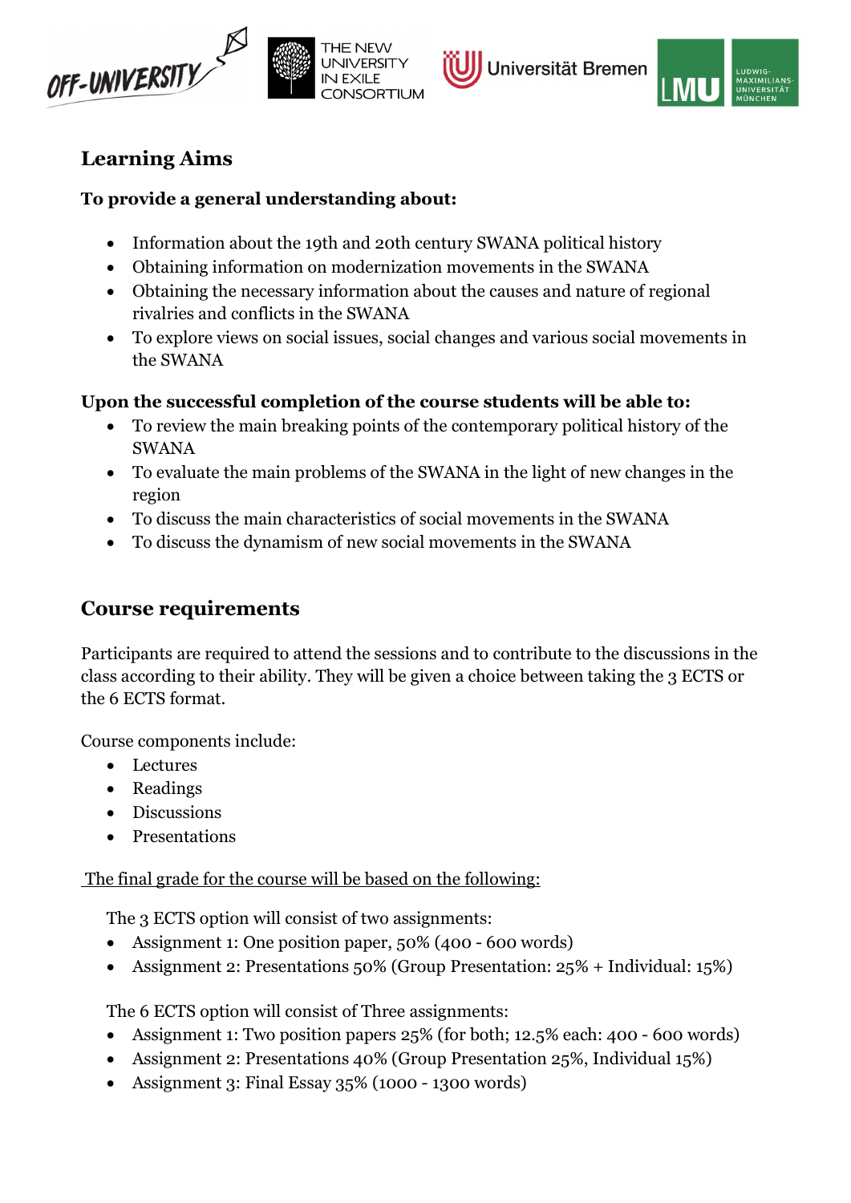## Learning Aims

**To provide a general understanding about:**

- Information about the 19th and 20th century SWANA political history
- Obtaining information on modernization movements in the SWANA
- Obtaining the necessary information about the causes and nature of regional rivalries and conflicts in the SWANA
- To explore views on social issues, social changes and various social movements in the SWANA

**Upon the successful completion of the course students will be able to:**

- To review the main breaking points of the contemporary political history of the SWANA
- To evaluate the main problems of the SWANA in the light of new changes in the region
- To discuss the main characteristics of social movements in the SWANA
- To discuss the dynamism of new social movements in the SWANA

## Course requirements

Participants are required to attend the sessions and to contribute to the discussions in the class according to their ability. They will be given a choice between taking the 3 ECTS or the 6 ECTS format.

Course components include:

- Lectures
- Readings
- Discussions
- Presentations

The final grade for the course will be based on the following:

The 3 ECTS option will consist of two assignments:

- Assignment 1: One position paper, 50% (400 - 600 words)
- Assignment 2: Presentations 50% (Group Presentation: 25% + Individual: 15%)

The 6 ECTS option will consist of Three assignments:

- Assignment 1: Two position papers 25% (for both; 12.5% each: 400 - 600 words)
- Assignment 2: Presentations 40% (Group Presentation 25%, Individual 15%)
- Assignment 3: Final Essay 35% (1000 - 1300 words)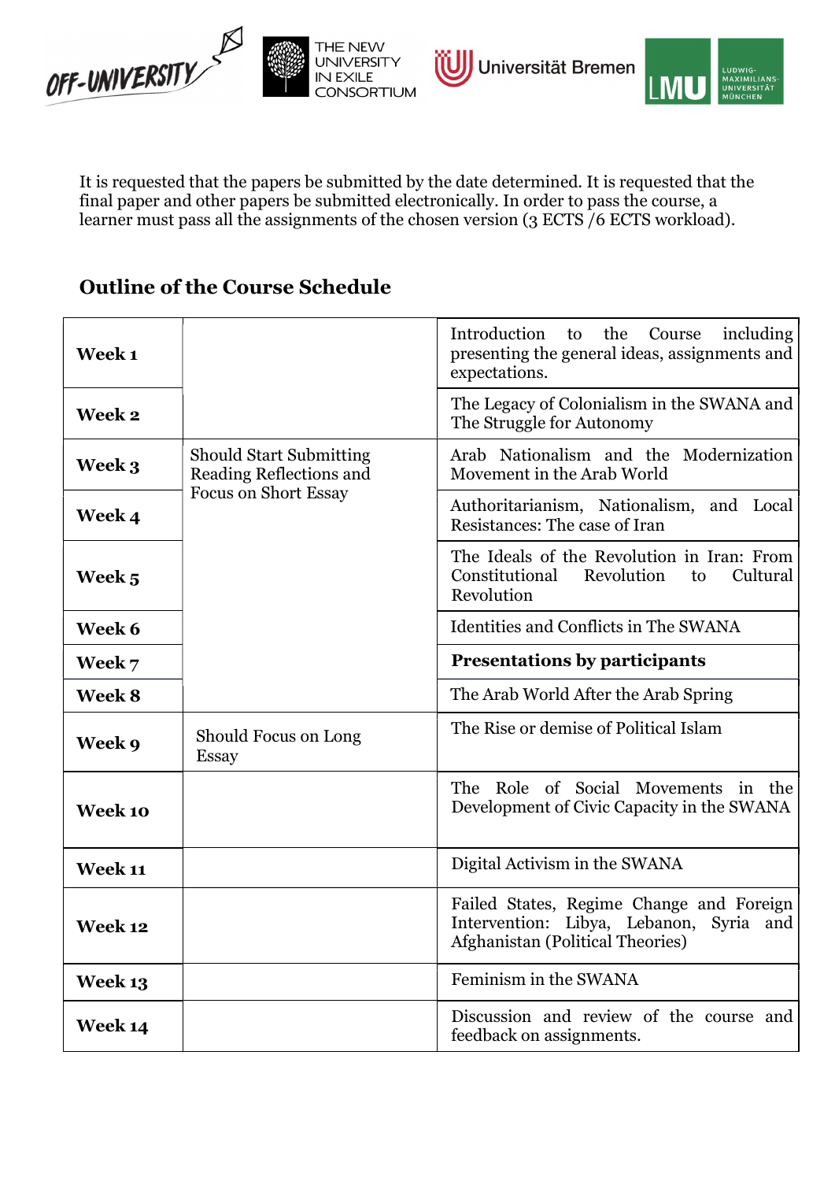It is requested that the papers be submitted by the date determined. It is requested that the final paper and other papers be submitted electronically. In order to pass the course, a learner must pass all the assignments of the chosen version (3 ECTS /6 ECTS workload).

## Outline of the Course Schedule

| | | |
|---|---|---|
| **Week 1** | | Introduction to the Course including presenting the general ideas, assignments and expectations. |
| **Week 2** | | The Legacy of Colonialism in the SWANA and The Struggle for Autonomy |
| **Week 3** | Should Start Submitting Reading Reflections and Focus on Short Essay | Arab Nationalism and the Modernization Movement in the Arab World |
| **Week 4** | | Authoritarianism, Nationalism, and Local Resistances: The case of Iran |
| **Week 5** | | The Ideals of the Revolution in Iran: From Constitutional Revolution to Cultural Revolution |
| **Week 6** | | Identities and Conflicts in The SWANA |
| **Week 7** | | **Presentations by participants** |
| **Week 8** | | The Arab World After the Arab Spring |
| **Week 9** | Should Focus on Long Essay | The Rise or demise of Political Islam |
| **Week 10** | | The Role of Social Movements in the Development of Civic Capacity in the SWANA |
| **Week 11** | | Digital Activism in the SWANA |
| **Week 12** | | Failed States, Regime Change and Foreign Intervention: Libya, Lebanon, Syria and Afghanistan (Political Theories) |
| **Week 13** | | Feminism in the SWANA |
| **Week 14** | | Discussion and review of the course and feedback on assignments. |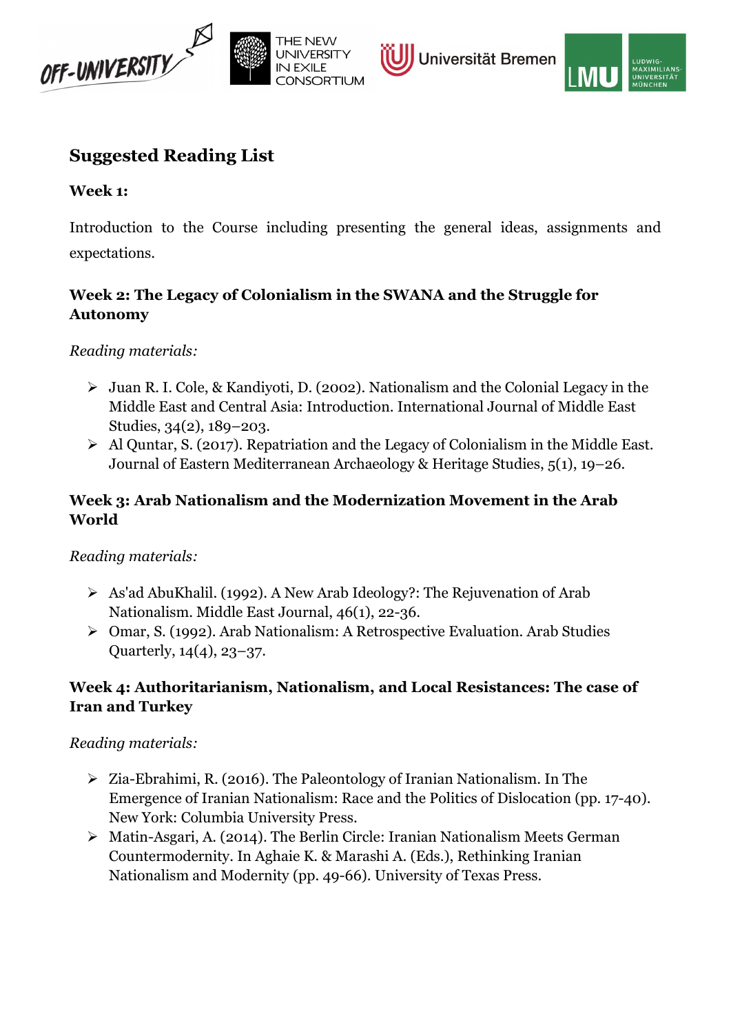## Suggested Reading List

**Week 1:**

Introduction to the Course including presenting the general ideas, assignments and expectations.

**Week 2: The Legacy of Colonialism in the SWANA and the Struggle for Autonomy**

*Reading materials:*

- Juan R. I. Cole, & Kandiyoti, D. (2002). Nationalism and the Colonial Legacy in the Middle East and Central Asia: Introduction. International Journal of Middle East Studies, 34(2), 189–203.
- Al Quntar, S. (2017). Repatriation and the Legacy of Colonialism in the Middle East. Journal of Eastern Mediterranean Archaeology & Heritage Studies, 5(1), 19–26.

**Week 3: Arab Nationalism and the Modernization Movement in the Arab World**

*Reading materials:*

- As'ad AbuKhalil. (1992). A New Arab Ideology?: The Rejuvenation of Arab Nationalism. Middle East Journal, 46(1), 22-36.
- Omar, S. (1992). Arab Nationalism: A Retrospective Evaluation. Arab Studies Quarterly, 14(4), 23–37.

**Week 4: Authoritarianism, Nationalism, and Local Resistances: The case of Iran and Turkey**

*Reading materials:*

- Zia-Ebrahimi, R. (2016). The Paleontology of Iranian Nationalism. In The Emergence of Iranian Nationalism: Race and the Politics of Dislocation (pp. 17-40). New York: Columbia University Press.
- Matin-Asgari, A. (2014). The Berlin Circle: Iranian Nationalism Meets German Countermodernity. In Aghaie K. & Marashi A. (Eds.), Rethinking Iranian Nationalism and Modernity (pp. 49-66). University of Texas Press.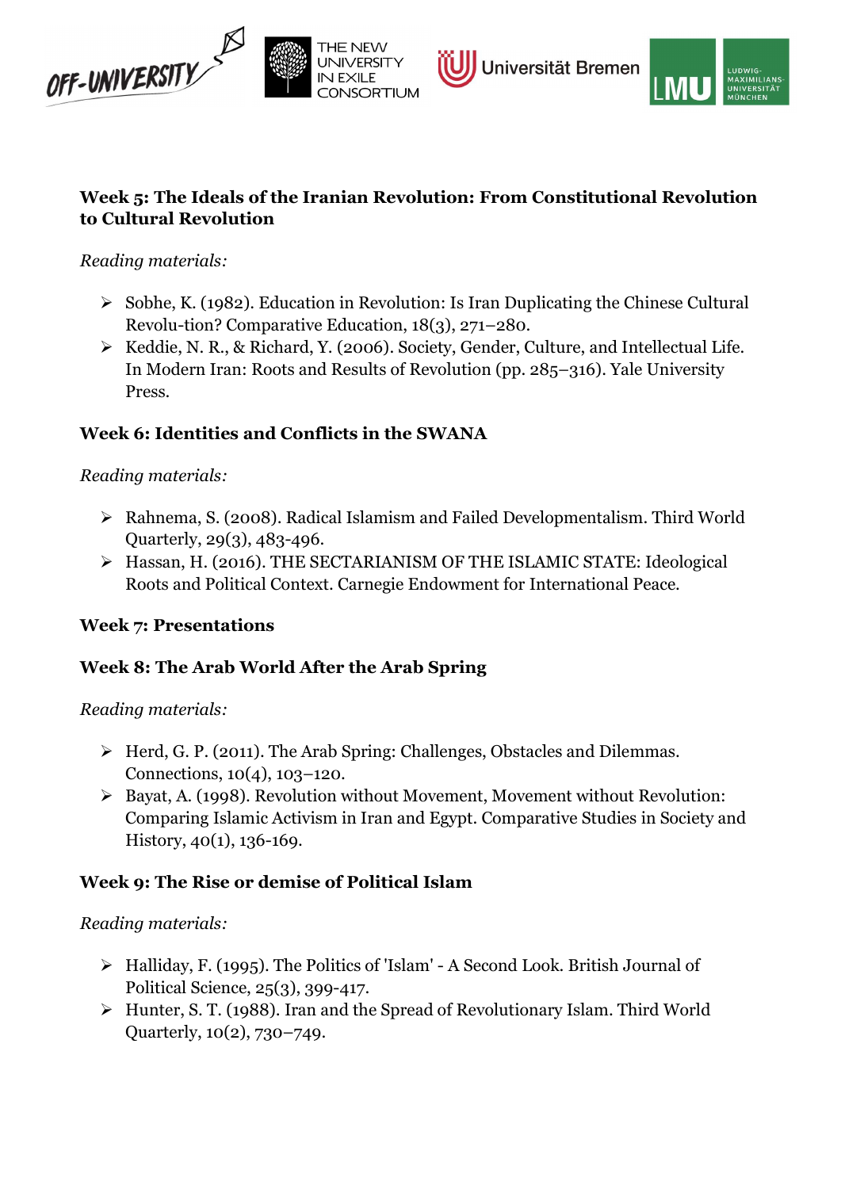**Week 5: The Ideals of the Iranian Revolution: From Constitutional Revolution to Cultural Revolution**

*Reading materials:*

- Sobhe, K. (1982). Education in Revolution: Is Iran Duplicating the Chinese Cultural Revolu-tion? Comparative Education, 18(3), 271–280.
- Keddie, N. R., & Richard, Y. (2006). Society, Gender, Culture, and Intellectual Life. In Modern Iran: Roots and Results of Revolution (pp. 285–316). Yale University Press.

**Week 6: Identities and Conflicts in the SWANA**

*Reading materials:*

- Rahnema, S. (2008). Radical Islamism and Failed Developmentalism. Third World Quarterly, 29(3), 483-496.
- Hassan, H. (2016). THE SECTARIANISM OF THE ISLAMIC STATE: Ideological Roots and Political Context. Carnegie Endowment for International Peace.

**Week 7: Presentations**

**Week 8: The Arab World After the Arab Spring**

*Reading materials:*

- Herd, G. P. (2011). The Arab Spring: Challenges, Obstacles and Dilemmas. Connections, 10(4), 103–120.
- Bayat, A. (1998). Revolution without Movement, Movement without Revolution: Comparing Islamic Activism in Iran and Egypt. Comparative Studies in Society and History, 40(1), 136-169.

**Week 9: The Rise or demise of Political Islam**

*Reading materials:*

- Halliday, F. (1995). The Politics of 'Islam' - A Second Look. British Journal of Political Science, 25(3), 399-417.
- Hunter, S. T. (1988). Iran and the Spread of Revolutionary Islam. Third World Quarterly, 10(2), 730–749.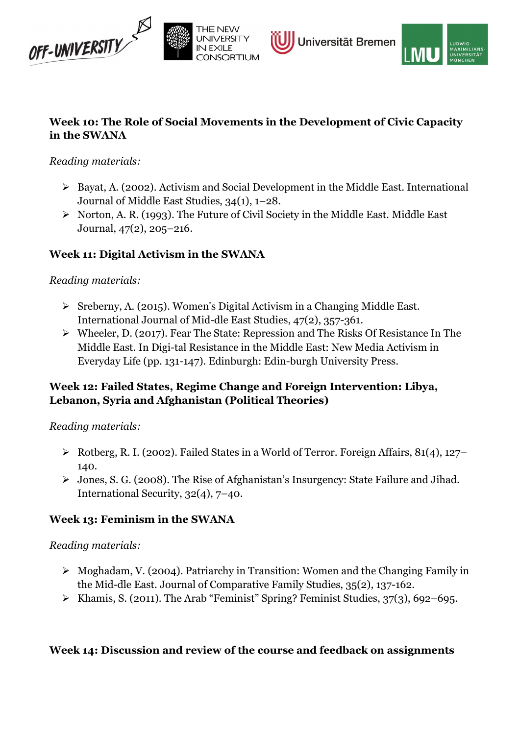### Week 10: The Role of Social Movements in the Development of Civic Capacity in the SWANA

*Reading materials:*

- Bayat, A. (2002). Activism and Social Development in the Middle East. International Journal of Middle East Studies, 34(1), 1–28.
- Norton, A. R. (1993). The Future of Civil Society in the Middle East. Middle East Journal, 47(2), 205–216.

### Week 11: Digital Activism in the SWANA

*Reading materials:*

- Sreberny, A. (2015). Women's Digital Activism in a Changing Middle East. International Journal of Mid-dle East Studies, 47(2), 357-361.
- Wheeler, D. (2017). Fear The State: Repression and The Risks Of Resistance In The Middle East. In Digi-tal Resistance in the Middle East: New Media Activism in Everyday Life (pp. 131-147). Edinburgh: Edin-burgh University Press.

### Week 12: Failed States, Regime Change and Foreign Intervention: Libya, Lebanon, Syria and Afghanistan (Political Theories)

*Reading materials:*

- Rotberg, R. I. (2002). Failed States in a World of Terror. Foreign Affairs, 81(4), 127–140.
- Jones, S. G. (2008). The Rise of Afghanistan's Insurgency: State Failure and Jihad. International Security, 32(4), 7–40.

### Week 13: Feminism in the SWANA

*Reading materials:*

- Moghadam, V. (2004). Patriarchy in Transition: Women and the Changing Family in the Mid-dle East. Journal of Comparative Family Studies, 35(2), 137-162.
- Khamis, S. (2011). The Arab "Feminist" Spring? Feminist Studies, 37(3), 692–695.

### Week 14: Discussion and review of the course and feedback on assignments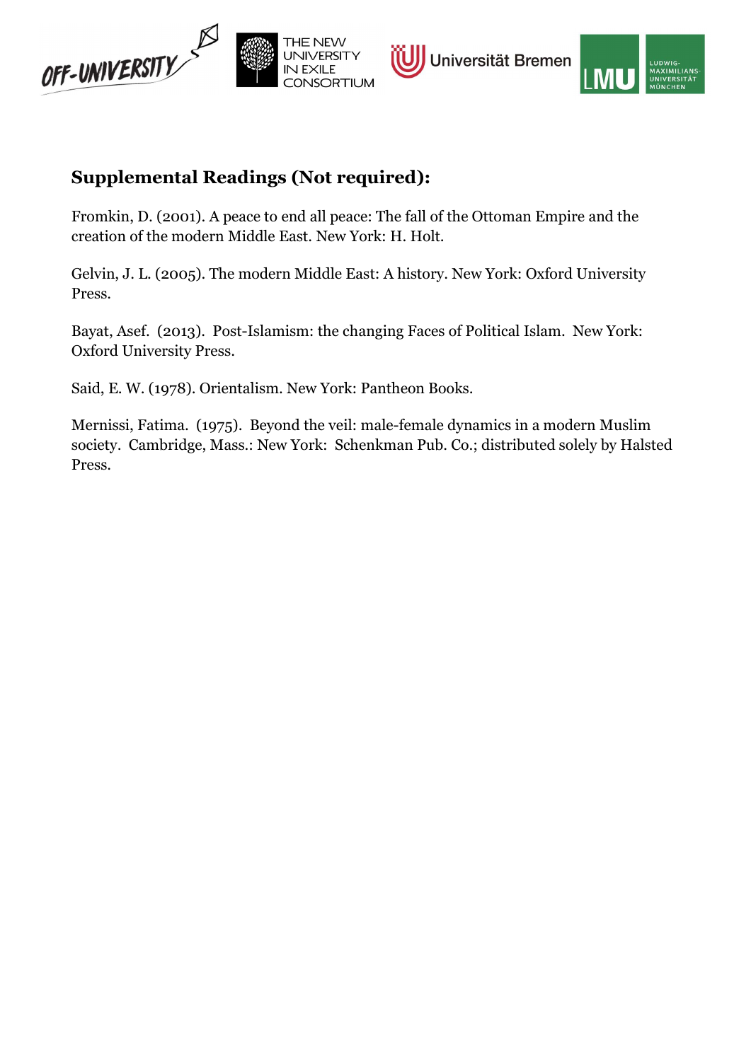## Supplemental Readings (Not required):

Fromkin, D. (2001). A peace to end all peace: The fall of the Ottoman Empire and the creation of the modern Middle East. New York: H. Holt.

Gelvin, J. L. (2005). The modern Middle East: A history. New York: Oxford University Press.

Bayat, Asef. (2013). Post-Islamism: the changing Faces of Political Islam. New York: Oxford University Press.

Said, E. W. (1978). Orientalism. New York: Pantheon Books.

Mernissi, Fatima. (1975). Beyond the veil: male-female dynamics in a modern Muslim society. Cambridge, Mass.: New York: Schenkman Pub. Co.; distributed solely by Halsted Press.